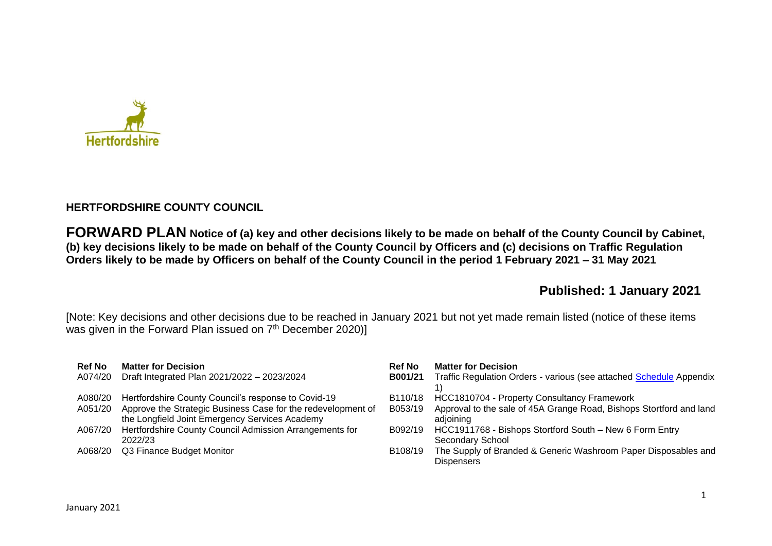## HERTFORDSHIRE COUNTY COUNCIL

**FORWARD PLAN Notice of (a) key and other decisions likely to be made on behalf of the County Council by Cabinet, (b) key decisions likely to be made on behalf of the County Council by Officers and (c) decisions on Traffic Regulation Orders likely to be made by Officers on behalf of the County Council in the period 1 February 2021 – 31 May 2021**

**Published: 1 January 2021**

[Note: Key decisions and other decisions due to be reached in January 2021 but not yet made remain listed (notice of these items was given in the Forward Plan issued on 7th December 2020)]

| Ref No | Matter for Decision |
|---|---|
| A074/20 | Draft Integrated Plan 2021/2022 – 2023/2024 |
| A080/20 | Hertfordshire County Council's response to Covid-19 |
| A051/20 | Approve the Strategic Business Case for the redevelopment of the Longfield Joint Emergency Services Academy |
| A067/20 | Hertfordshire County Council Admission Arrangements for 2022/23 |
| A068/20 | Q3 Finance Budget Monitor |

| Ref No | Matter for Decision |
|---|---|
| **B001/21** | Traffic Regulation Orders - various (see attached Schedule Appendix 1) |
| B110/18 | HCC1810704 - Property Consultancy Framework |
| B053/19 | Approval to the sale of 45A Grange Road, Bishops Stortford and land adjoining |
| B092/19 | HCC1911768 - Bishops Stortford South – New 6 Form Entry Secondary School |
| B108/19 | The Supply of Branded & Generic Washroom Paper Disposables and Dispensers |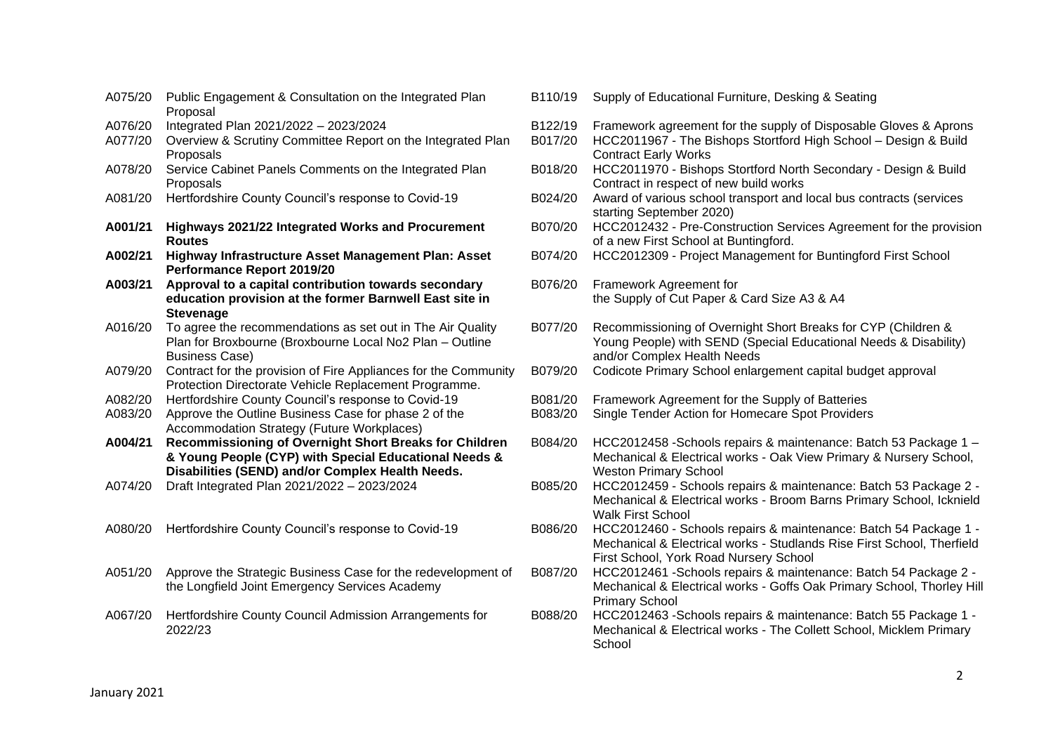| | |
|---|---|
| A075/20 | Public Engagement & Consultation on the Integrated Plan Proposal |
| A076/20 | Integrated Plan 2021/2022 – 2023/2024 |
| A077/20 | Overview & Scrutiny Committee Report on the Integrated Plan Proposals |
| A078/20 | Service Cabinet Panels Comments on the Integrated Plan Proposals |
| A081/20 | Hertfordshire County Council's response to Covid-19 |
| **A001/21** | **Highways 2021/22 Integrated Works and Procurement Routes** |
| **A002/21** | **Highway Infrastructure Asset Management Plan: Asset Performance Report 2019/20** |
| **A003/21** | **Approval to a capital contribution towards secondary education provision at the former Barnwell East site in Stevenage** |
| A016/20 | To agree the recommendations as set out in The Air Quality Plan for Broxbourne (Broxbourne Local No2 Plan – Outline Business Case) |
| A079/20 | Contract for the provision of Fire Appliances for the Community Protection Directorate Vehicle Replacement Programme. |
| A082/20 | Hertfordshire County Council's response to Covid-19 |
| A083/20 | Approve the Outline Business Case for phase 2 of the Accommodation Strategy (Future Workplaces) |
| **A004/21** | **Recommissioning of Overnight Short Breaks for Children & Young People (CYP) with Special Educational Needs & Disabilities (SEND) and/or Complex Health Needs.** |
| A074/20 | Draft Integrated Plan 2021/2022 – 2023/2024 |
| A080/20 | Hertfordshire County Council's response to Covid-19 |
| A051/20 | Approve the Strategic Business Case for the redevelopment of the Longfield Joint Emergency Services Academy |
| A067/20 | Hertfordshire County Council Admission Arrangements for 2022/23 |

| | |
|---|---|
| B110/19 | Supply of Educational Furniture, Desking & Seating |
| B122/19 | Framework agreement for the supply of Disposable Gloves & Aprons |
| B017/20 | HCC2011967 - The Bishops Stortford High School – Design & Build Contract Early Works |
| B018/20 | HCC2011970 - Bishops Stortford North Secondary - Design & Build Contract in respect of new build works |
| B024/20 | Award of various school transport and local bus contracts (services starting September 2020) |
| B070/20 | HCC2012432 - Pre-Construction Services Agreement for the provision of a new First School at Buntingford. |
| B074/20 | HCC2012309 - Project Management for Buntingford First School |
| B076/20 | Framework Agreement for the Supply of Cut Paper & Card Size A3 & A4 |
| B077/20 | Recommissioning of Overnight Short Breaks for CYP (Children & Young People) with SEND (Special Educational Needs & Disability) and/or Complex Health Needs |
| B079/20 | Codicote Primary School enlargement capital budget approval |
| B081/20 | Framework Agreement for the Supply of Batteries |
| B083/20 | Single Tender Action for Homecare Spot Providers |
| B084/20 | HCC2012458 -Schools repairs & maintenance: Batch 53 Package 1 – Mechanical & Electrical works - Oak View Primary & Nursery School, Weston Primary School |
| B085/20 | HCC2012459 - Schools repairs & maintenance: Batch 53 Package 2 - Mechanical & Electrical works - Broom Barns Primary School, Icknield Walk First School |
| B086/20 | HCC2012460 - Schools repairs & maintenance: Batch 54 Package 1 - Mechanical & Electrical works - Studlands Rise First School, Therfield First School, York Road Nursery School |
| B087/20 | HCC2012461 -Schools repairs & maintenance: Batch 54 Package 2 - Mechanical & Electrical works - Goffs Oak Primary School, Thorley Hill Primary School |
| B088/20 | HCC2012463 -Schools repairs & maintenance: Batch 55 Package 1 - Mechanical & Electrical works - The Collett School, Micklem Primary School |

January 2021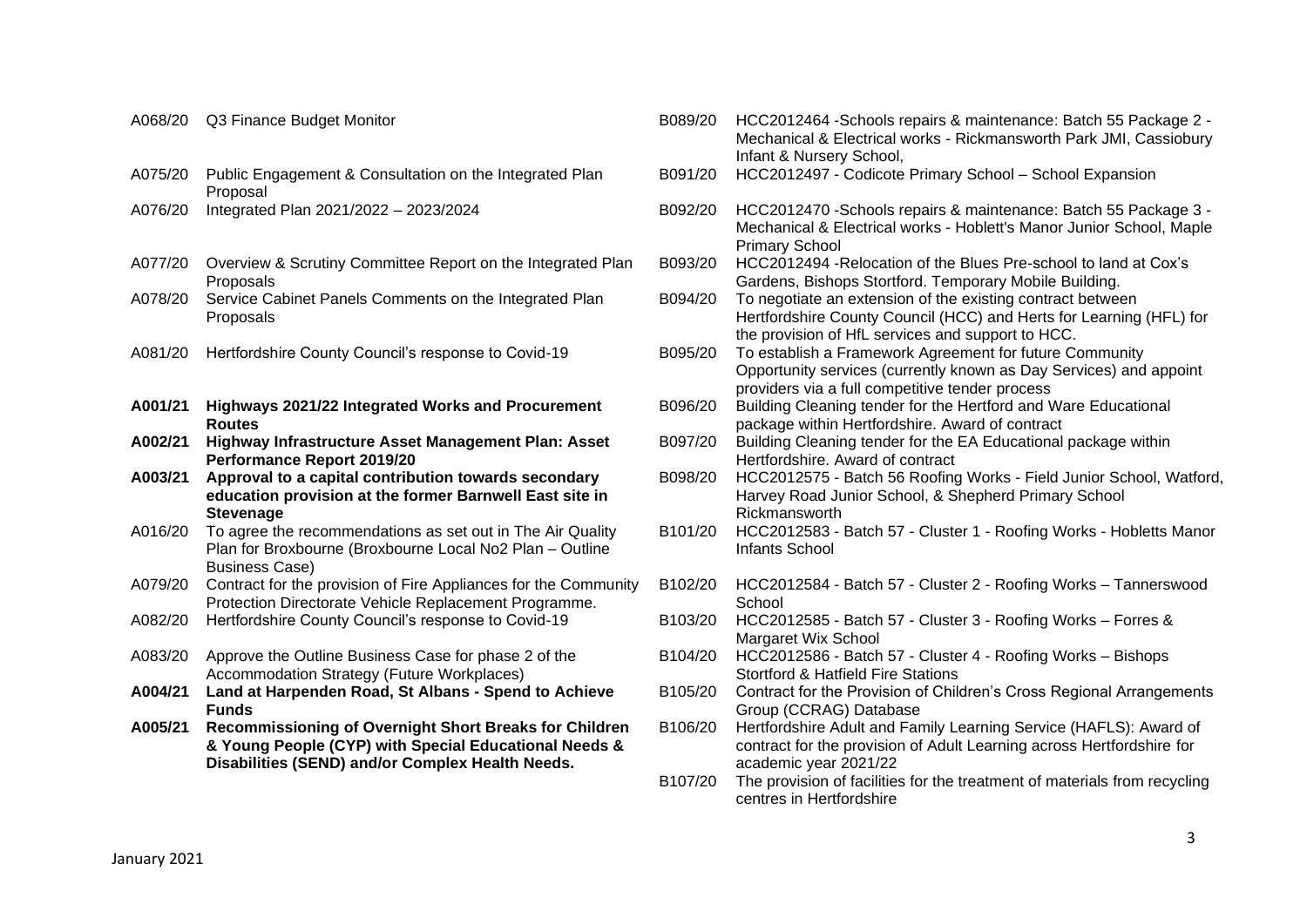| | |
|---|---|
| A068/20 | Q3 Finance Budget Monitor |
| A075/20 | Public Engagement & Consultation on the Integrated Plan Proposal |
| A076/20 | Integrated Plan 2021/2022 – 2023/2024 |
| A077/20 | Overview & Scrutiny Committee Report on the Integrated Plan Proposals |
| A078/20 | Service Cabinet Panels Comments on the Integrated Plan Proposals |
| A081/20 | Hertfordshire County Council's response to Covid-19 |
| **A001/21** | **Highways 2021/22 Integrated Works and Procurement Routes** |
| **A002/21** | **Highway Infrastructure Asset Management Plan: Asset Performance Report 2019/20** |
| **A003/21** | **Approval to a capital contribution towards secondary education provision at the former Barnwell East site in Stevenage** |
| A016/20 | To agree the recommendations as set out in The Air Quality Plan for Broxbourne (Broxbourne Local No2 Plan – Outline Business Case) |
| A079/20 | Contract for the provision of Fire Appliances for the Community Protection Directorate Vehicle Replacement Programme. |
| A082/20 | Hertfordshire County Council's response to Covid-19 |
| A083/20 | Approve the Outline Business Case for phase 2 of the Accommodation Strategy (Future Workplaces) |
| **A004/21** | **Land at Harpenden Road, St Albans - Spend to Achieve Funds** |
| **A005/21** | **Recommissioning of Overnight Short Breaks for Children & Young People (CYP) with Special Educational Needs & Disabilities (SEND) and/or Complex Health Needs.** |
| B089/20 | HCC2012464 -Schools repairs & maintenance: Batch 55 Package 2 - Mechanical & Electrical works - Rickmansworth Park JMI, Cassiobury Infant & Nursery School, |
| B091/20 | HCC2012497 - Codicote Primary School – School Expansion |
| B092/20 | HCC2012470 -Schools repairs & maintenance: Batch 55 Package 3 - Mechanical & Electrical works - Hoblett's Manor Junior School, Maple Primary School |
| B093/20 | HCC2012494 -Relocation of the Blues Pre-school to land at Cox's Gardens, Bishops Stortford. Temporary Mobile Building. |
| B094/20 | To negotiate an extension of the existing contract between Hertfordshire County Council (HCC) and Herts for Learning (HFL) for the provision of HfL services and support to HCC. |
| B095/20 | To establish a Framework Agreement for future Community Opportunity services (currently known as Day Services) and appoint providers via a full competitive tender process |
| B096/20 | Building Cleaning tender for the Hertford and Ware Educational package within Hertfordshire. Award of contract |
| B097/20 | Building Cleaning tender for the EA Educational package within Hertfordshire. Award of contract |
| B098/20 | HCC2012575 - Batch 56 Roofing Works - Field Junior School, Watford, Harvey Road Junior School, & Shepherd Primary School Rickmansworth |
| B101/20 | HCC2012583 - Batch 57 - Cluster 1 - Roofing Works - Hobletts Manor Infants School |
| B102/20 | HCC2012584 - Batch 57 - Cluster 2 - Roofing Works – Tannerswood School |
| B103/20 | HCC2012585 - Batch 57 - Cluster 3 - Roofing Works – Forres & Margaret Wix School |
| B104/20 | HCC2012586 - Batch 57 - Cluster 4 - Roofing Works – Bishops Stortford & Hatfield Fire Stations |
| B105/20 | Contract for the Provision of Children's Cross Regional Arrangements Group (CCRAG) Database |
| B106/20 | Hertfordshire Adult and Family Learning Service (HAFLS): Award of contract for the provision of Adult Learning across Hertfordshire for academic year 2021/22 |
| B107/20 | The provision of facilities for the treatment of materials from recycling centres in Hertfordshire |

January 2021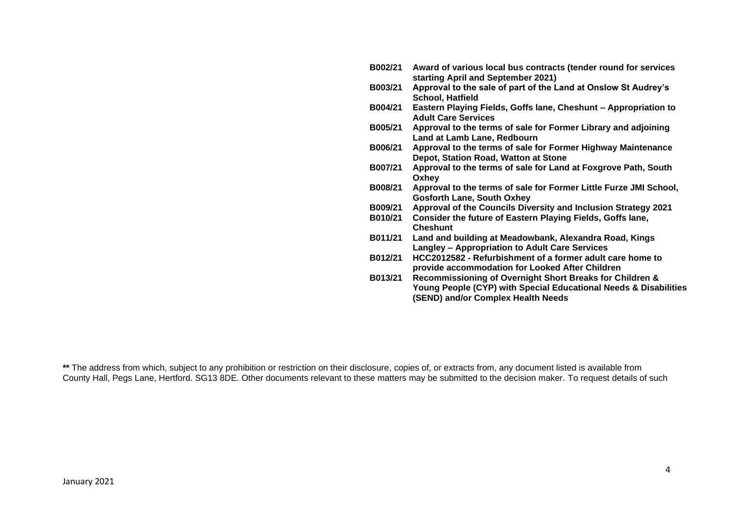| | |
|---|---|
| **B002/21** | **Award of various local bus contracts (tender round for services starting April and September 2021)** |
| **B003/21** | **Approval to the sale of part of the Land at Onslow St Audrey's School, Hatfield** |
| **B004/21** | **Eastern Playing Fields, Goffs lane, Cheshunt – Appropriation to Adult Care Services** |
| **B005/21** | **Approval to the terms of sale for Former Library and adjoining Land at Lamb Lane, Redbourn** |
| **B006/21** | **Approval to the terms of sale for Former Highway Maintenance Depot, Station Road, Watton at Stone** |
| **B007/21** | **Approval to the terms of sale for Land at Foxgrove Path, South Oxhey** |
| **B008/21** | **Approval to the terms of sale for Former Little Furze JMI School, Gosforth Lane, South Oxhey** |
| **B009/21** | **Approval of the Councils Diversity and Inclusion Strategy 2021** |
| **B010/21** | **Consider the future of Eastern Playing Fields, Goffs lane, Cheshunt** |
| **B011/21** | **Land and building at Meadowbank, Alexandra Road, Kings Langley – Appropriation to Adult Care Services** |
| **B012/21** | **HCC2012582 - Refurbishment of a former adult care home to provide accommodation for Looked After Children** |
| **B013/21** | **Recommissioning of Overnight Short Breaks for Children & Young People (CYP) with Special Educational Needs & Disabilities (SEND) and/or Complex Health Needs** |

**\*\*** The address from which, subject to any prohibition or restriction on their disclosure, copies of, or extracts from, any document listed is available from County Hall, Pegs Lane, Hertford. SG13 8DE. Other documents relevant to these matters may be submitted to the decision maker. To request details of such

January 2021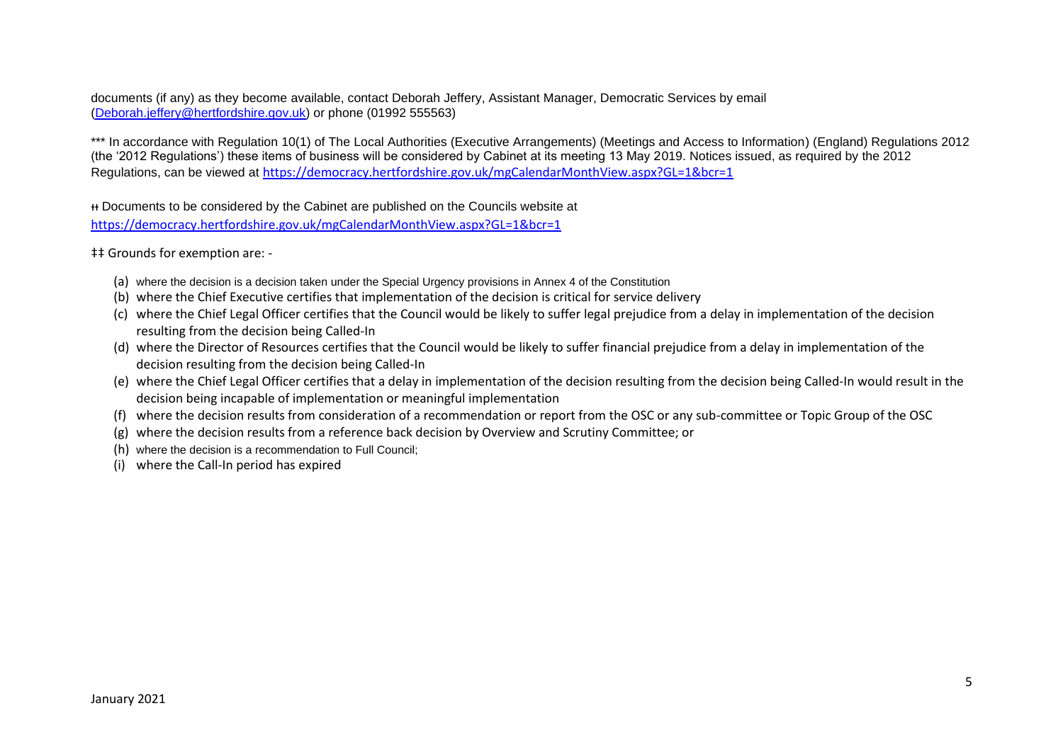documents (if any) as they become available, contact Deborah Jeffery, Assistant Manager, Democratic Services by email (Deborah.jeffery@hertfordshire.gov.uk) or phone (01992 555563)

*** In accordance with Regulation 10(1) of The Local Authorities (Executive Arrangements) (Meetings and Access to Information) (England) Regulations 2012 (the '2012 Regulations') these items of business will be considered by Cabinet at its meeting 13 May 2019. Notices issued, as required by the 2012 Regulations, can be viewed at https://democracy.hertfordshire.gov.uk/mgCalendarMonthView.aspx?GL=1&bcr=1

ǂǂ Documents to be considered by the Cabinet are published on the Councils website at https://democracy.hertfordshire.gov.uk/mgCalendarMonthView.aspx?GL=1&bcr=1

‡‡ Grounds for exemption are: -

(a) where the decision is a decision taken under the Special Urgency provisions in Annex 4 of the Constitution
(b) where the Chief Executive certifies that implementation of the decision is critical for service delivery
(c) where the Chief Legal Officer certifies that the Council would be likely to suffer legal prejudice from a delay in implementation of the decision resulting from the decision being Called-In
(d) where the Director of Resources certifies that the Council would be likely to suffer financial prejudice from a delay in implementation of the decision resulting from the decision being Called-In
(e) where the Chief Legal Officer certifies that a delay in implementation of the decision resulting from the decision being Called-In would result in the decision being incapable of implementation or meaningful implementation
(f) where the decision results from consideration of a recommendation or report from the OSC or any sub-committee or Topic Group of the OSC
(g) where the decision results from a reference back decision by Overview and Scrutiny Committee; or
(h) where the decision is a recommendation to Full Council;
(i) where the Call-In period has expired

January 2021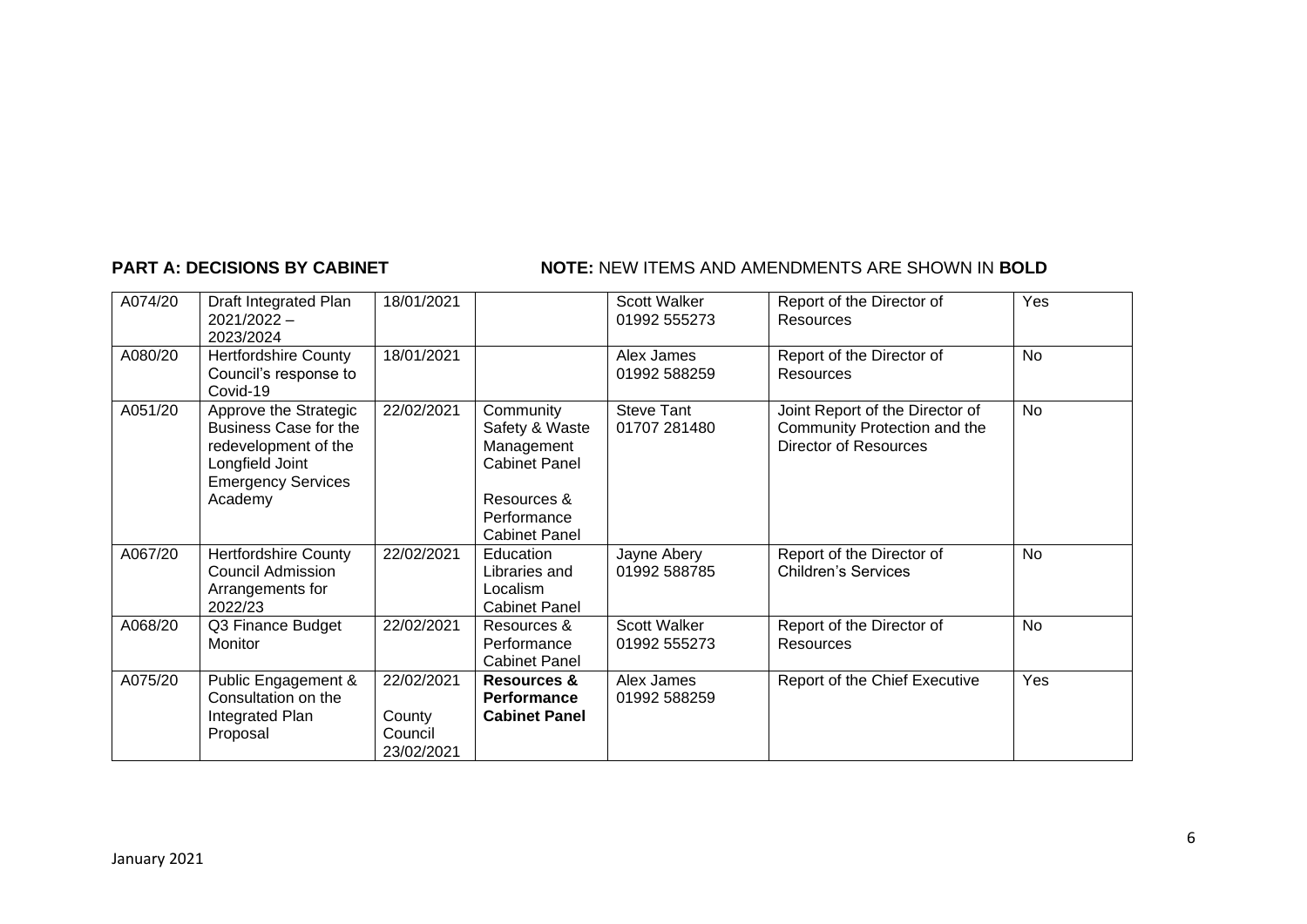**PART A: DECISIONS BY CABINET** **NOTE:** NEW ITEMS AND AMENDMENTS ARE SHOWN IN **BOLD**

| | | | | | | |
|---|---|---|---|---|---|---|
| A074/20 | Draft Integrated Plan 2021/2022 – 2023/2024 | 18/01/2021 | | Scott Walker 01992 555273 | Report of the Director of Resources | Yes |
| A080/20 | Hertfordshire County Council's response to Covid-19 | 18/01/2021 | | Alex James 01992 588259 | Report of the Director of Resources | No |
| A051/20 | Approve the Strategic Business Case for the redevelopment of the Longfield Joint Emergency Services Academy | 22/02/2021 | Community Safety & Waste Management Cabinet Panel<br><br>Resources & Performance Cabinet Panel | Steve Tant 01707 281480 | Joint Report of the Director of Community Protection and the Director of Resources | No |
| A067/20 | Hertfordshire County Council Admission Arrangements for 2022/23 | 22/02/2021 | Education Libraries and Localism Cabinet Panel | Jayne Abery 01992 588785 | Report of the Director of Children's Services | No |
| A068/20 | Q3 Finance Budget Monitor | 22/02/2021 | Resources & Performance Cabinet Panel | Scott Walker 01992 555273 | Report of the Director of Resources | No |
| A075/20 | Public Engagement & Consultation on the Integrated Plan Proposal | 22/02/2021<br><br>County Council 23/02/2021 | **Resources & Performance Cabinet Panel** | Alex James 01992 588259 | Report of the Chief Executive | Yes |

January 2021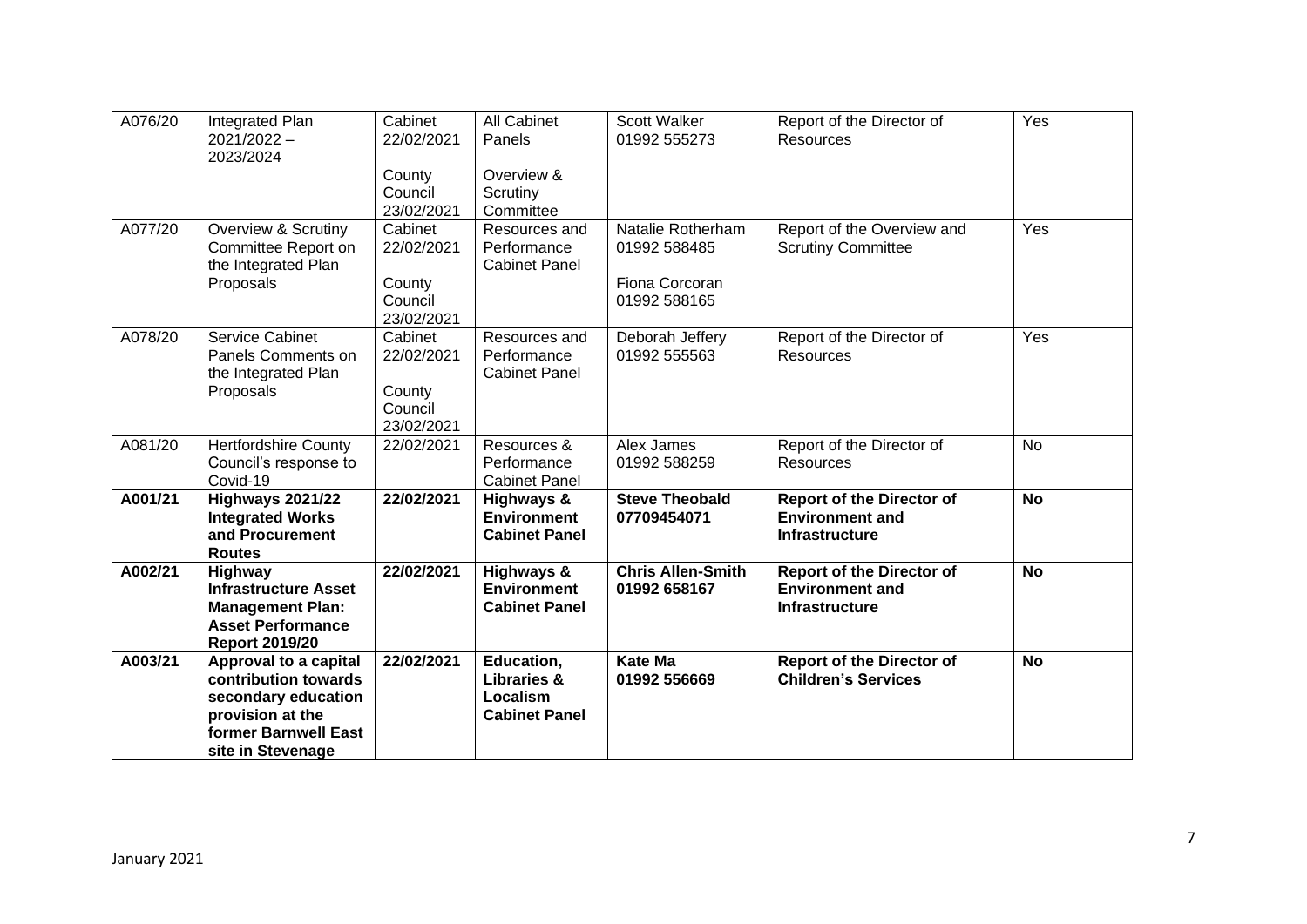| A076/20 | Integrated Plan 2021/2022 – 2023/2024 | Cabinet 22/02/2021<br><br>County Council 23/02/2021 | All Cabinet Panels<br><br>Overview & Scrutiny Committee | Scott Walker 01992 555273 | Report of the Director of Resources | Yes |
|---|---|---|---|---|---|---|
| A077/20 | Overview & Scrutiny Committee Report on the Integrated Plan Proposals | Cabinet 22/02/2021<br><br>County Council 23/02/2021 | Resources and Performance Cabinet Panel | Natalie Rotherham 01992 588485<br><br>Fiona Corcoran 01992 588165 | Report of the Overview and Scrutiny Committee | Yes |
| A078/20 | Service Cabinet Panels Comments on the Integrated Plan Proposals | Cabinet 22/02/2021<br><br>County Council 23/02/2021 | Resources and Performance Cabinet Panel | Deborah Jeffery 01992 555563 | Report of the Director of Resources | Yes |
| A081/20 | Hertfordshire County Council's response to Covid-19 | 22/02/2021 | Resources & Performance Cabinet Panel | Alex James 01992 588259 | Report of the Director of Resources | No |
| **A001/21** | **Highways 2021/22 Integrated Works and Procurement Routes** | **22/02/2021** | **Highways & Environment Cabinet Panel** | **Steve Theobald 07709454071** | **Report of the Director of Environment and Infrastructure** | **No** |
| **A002/21** | **Highway Infrastructure Asset Management Plan: Asset Performance Report 2019/20** | **22/02/2021** | **Highways & Environment Cabinet Panel** | **Chris Allen-Smith 01992 658167** | **Report of the Director of Environment and Infrastructure** | **No** |
| **A003/21** | **Approval to a capital contribution towards secondary education provision at the former Barnwell East site in Stevenage** | **22/02/2021** | **Education, Libraries & Localism Cabinet Panel** | **Kate Ma 01992 556669** | **Report of the Director of Children's Services** | **No** |

January 2021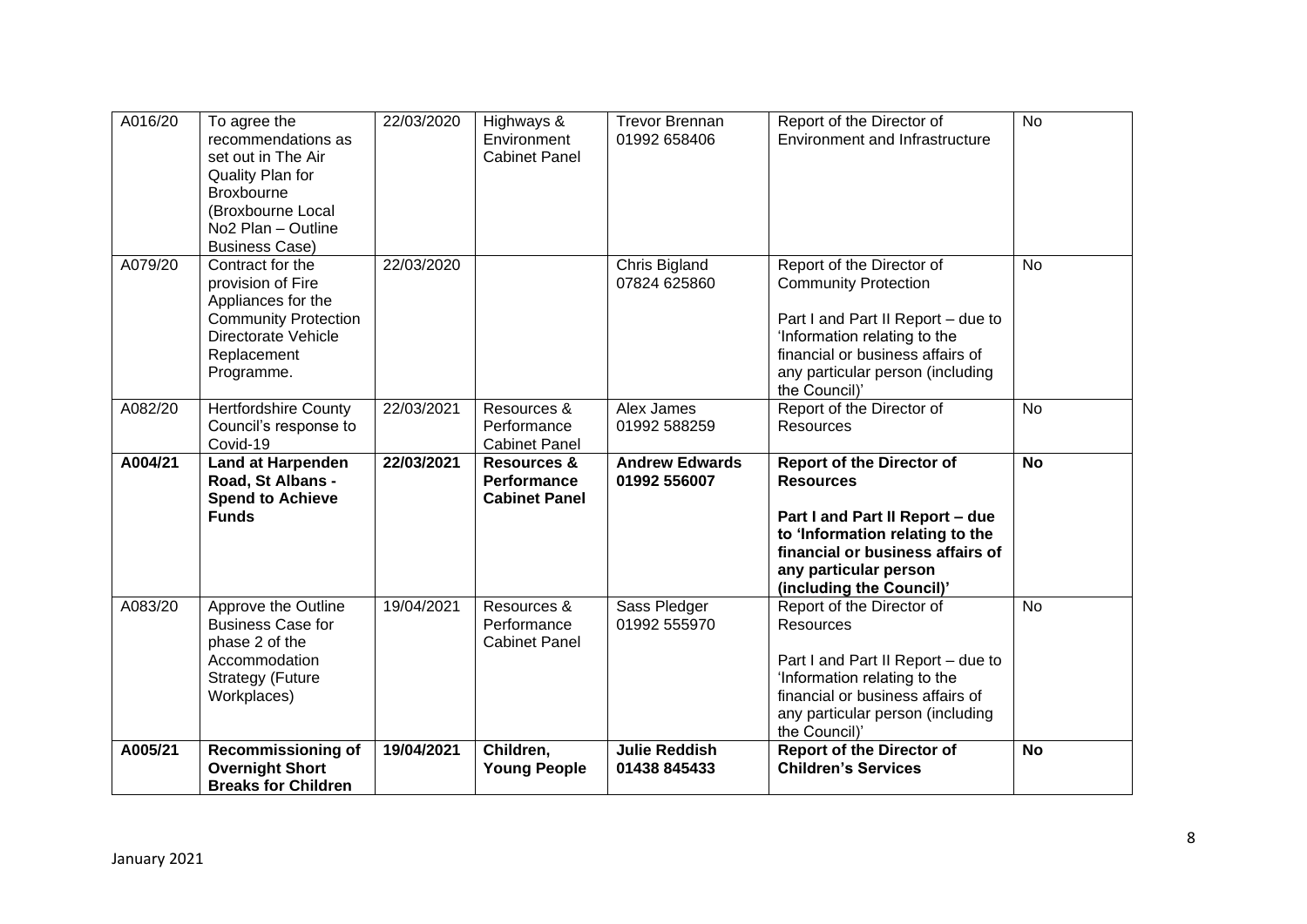| A016/20 | To agree the recommendations as set out in The Air Quality Plan for Broxbourne (Broxbourne Local No2 Plan – Outline Business Case) | 22/03/2020 | Highways & Environment Cabinet Panel | Trevor Brennan 01992 658406 | Report of the Director of Environment and Infrastructure | No |
|---|---|---|---|---|---|---|
| A079/20 | Contract for the provision of Fire Appliances for the Community Protection Directorate Vehicle Replacement Programme. | 22/03/2020 | | Chris Bigland 07824 625860 | Report of the Director of Community Protection<br><br>Part I and Part II Report – due to 'Information relating to the financial or business affairs of any particular person (including the Council)' | No |
| A082/20 | Hertfordshire County Council's response to Covid-19 | 22/03/2021 | Resources & Performance Cabinet Panel | Alex James 01992 588259 | Report of the Director of Resources | No |
| **A004/21** | **Land at Harpenden Road, St Albans - Spend to Achieve Funds** | **22/03/2021** | **Resources & Performance Cabinet Panel** | **Andrew Edwards 01992 556007** | **Report of the Director of Resources**<br><br>**Part I and Part II Report – due to 'Information relating to the financial or business affairs of any particular person (including the Council)'** | **No** |
| A083/20 | Approve the Outline Business Case for phase 2 of the Accommodation Strategy (Future Workplaces) | 19/04/2021 | Resources & Performance Cabinet Panel | Sass Pledger 01992 555970 | Report of the Director of Resources<br><br>Part I and Part II Report – due to 'Information relating to the financial or business affairs of any particular person (including the Council)' | No |
| **A005/21** | **Recommissioning of Overnight Short Breaks for Children** | **19/04/2021** | **Children, Young People** | **Julie Reddish 01438 845433** | **Report of the Director of Children's Services** | **No** |

January 2021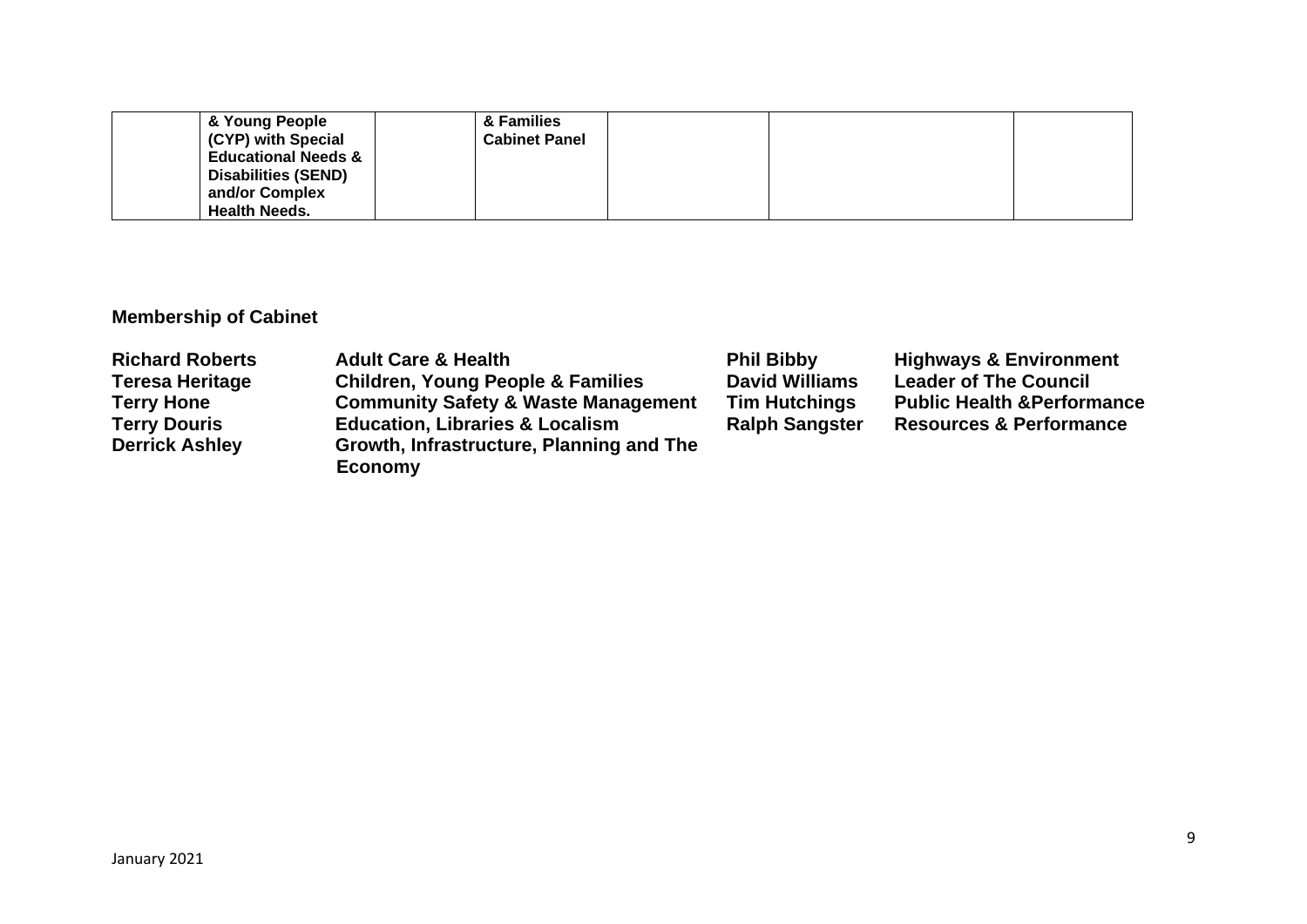|  | & Young People (CYP) with Special Educational Needs & Disabilities (SEND) and/or Complex Health Needs. |  | & Families Cabinet Panel |  |  |  |
|---|---|---|---|---|---|---|

**Membership of Cabinet**

| | | | |
|---|---|---|---|
| **Richard Roberts** | **Adult Care & Health** | **Phil Bibby** | **Highways & Environment** |
| **Teresa Heritage** | **Children, Young People & Families** | **David Williams** | **Leader of The Council** |
| **Terry Hone** | **Community Safety & Waste Management** | **Tim Hutchings** | **Public Health &Performance** |
| **Terry Douris** | **Education, Libraries & Localism** | **Ralph Sangster** | **Resources & Performance** |
| **Derrick Ashley** | **Growth, Infrastructure, Planning and The Economy** | | |

January 2021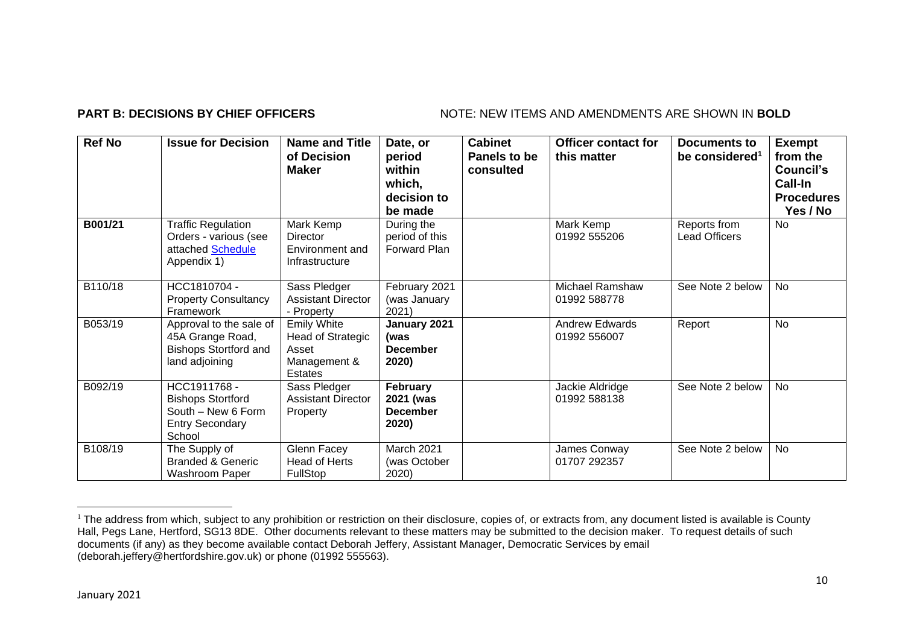**PART B: DECISIONS BY CHIEF OFFICERS** NOTE: NEW ITEMS AND AMENDMENTS ARE SHOWN IN **BOLD**

| Ref No | Issue for Decision | Name and Title of Decision Maker | Date, or period within which, decision to be made | Cabinet Panels to be consulted | Officer contact for this matter | Documents to be considered[1] | Exempt from the Council's Call-In Procedures Yes / No |
|---|---|---|---|---|---|---|---|
| **B001/21** | Traffic Regulation Orders - various (see attached Schedule Appendix 1) | Mark Kemp Director Environment and Infrastructure | During the period of this Forward Plan | | Mark Kemp 01992 555206 | Reports from Lead Officers | No |
| B110/18 | HCC1810704 - Property Consultancy Framework | Sass Pledger Assistant Director - Property | February 2021 (was January 2021) | | Michael Ramshaw 01992 588778 | See Note 2 below | No |
| B053/19 | Approval to the sale of 45A Grange Road, Bishops Stortford and land adjoining | Emily White Head of Strategic Asset Management & Estates | **January 2021 (was December 2020)** | | Andrew Edwards 01992 556007 | Report | No |
| B092/19 | HCC1911768 - Bishops Stortford South – New 6 Form Entry Secondary School | Sass Pledger Assistant Director Property | **February 2021 (was December 2020)** | | Jackie Aldridge 01992 588138 | See Note 2 below | No |
| B108/19 | The Supply of Branded & Generic Washroom Paper | Glenn Facey Head of Herts FullStop | March 2021 (was October 2020) | | James Conway 01707 292357 | See Note 2 below | No |

[1] The address from which, subject to any prohibition or restriction on their disclosure, copies of, or extracts from, any document listed is available is County Hall, Pegs Lane, Hertford, SG13 8DE. Other documents relevant to these matters may be submitted to the decision maker. To request details of such documents (if any) as they become available contact Deborah Jeffery, Assistant Manager, Democratic Services by email (deborah.jeffery@hertfordshire.gov.uk) or phone (01992 555563).

January 2021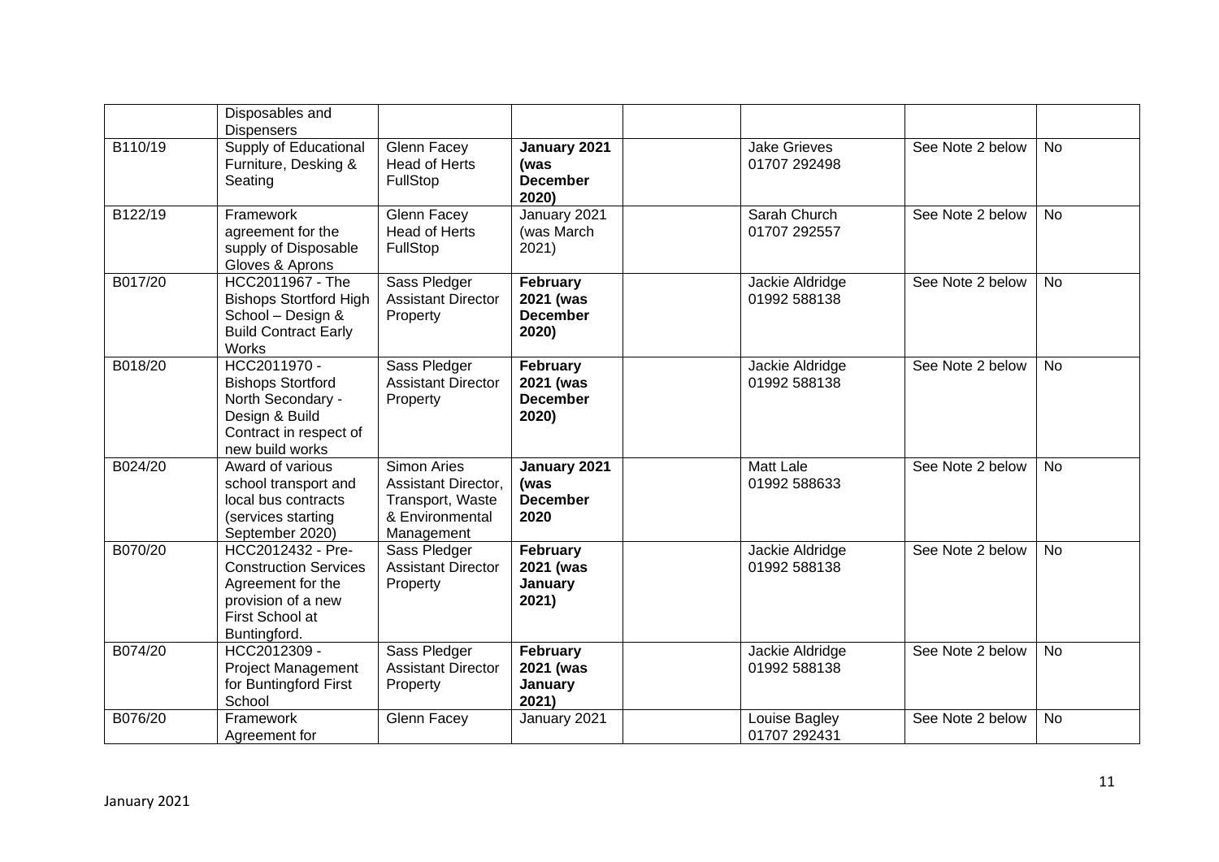| | Disposables and Dispensers | | | | | | |
|---|---|---|---|---|---|---|---|
| B110/19 | Supply of Educational Furniture, Desking & Seating | Glenn Facey Head of Herts FullStop | **January 2021 (was December 2020)** | | Jake Grieves 01707 292498 | See Note 2 below | No |
| B122/19 | Framework agreement for the supply of Disposable Gloves & Aprons | Glenn Facey Head of Herts FullStop | January 2021 (was March 2021) | | Sarah Church 01707 292557 | See Note 2 below | No |
| B017/20 | HCC2011967 - The Bishops Stortford High School – Design & Build Contract Early Works | Sass Pledger Assistant Director Property | **February 2021 (was December 2020)** | | Jackie Aldridge 01992 588138 | See Note 2 below | No |
| B018/20 | HCC2011970 - Bishops Stortford North Secondary - Design & Build Contract in respect of new build works | Sass Pledger Assistant Director Property | **February 2021 (was December 2020)** | | Jackie Aldridge 01992 588138 | See Note 2 below | No |
| B024/20 | Award of various school transport and local bus contracts (services starting September 2020) | Simon Aries Assistant Director, Transport, Waste & Environmental Management | **January 2021 (was December 2020** | | Matt Lale 01992 588633 | See Note 2 below | No |
| B070/20 | HCC2012432 - Pre-Construction Services Agreement for the provision of a new First School at Buntingford. | Sass Pledger Assistant Director Property | **February 2021 (was January 2021)** | | Jackie Aldridge 01992 588138 | See Note 2 below | No |
| B074/20 | HCC2012309 - Project Management for Buntingford First School | Sass Pledger Assistant Director Property | **February 2021 (was January 2021)** | | Jackie Aldridge 01992 588138 | See Note 2 below | No |
| B076/20 | Framework Agreement for | Glenn Facey | January 2021 | | Louise Bagley 01707 292431 | See Note 2 below | No |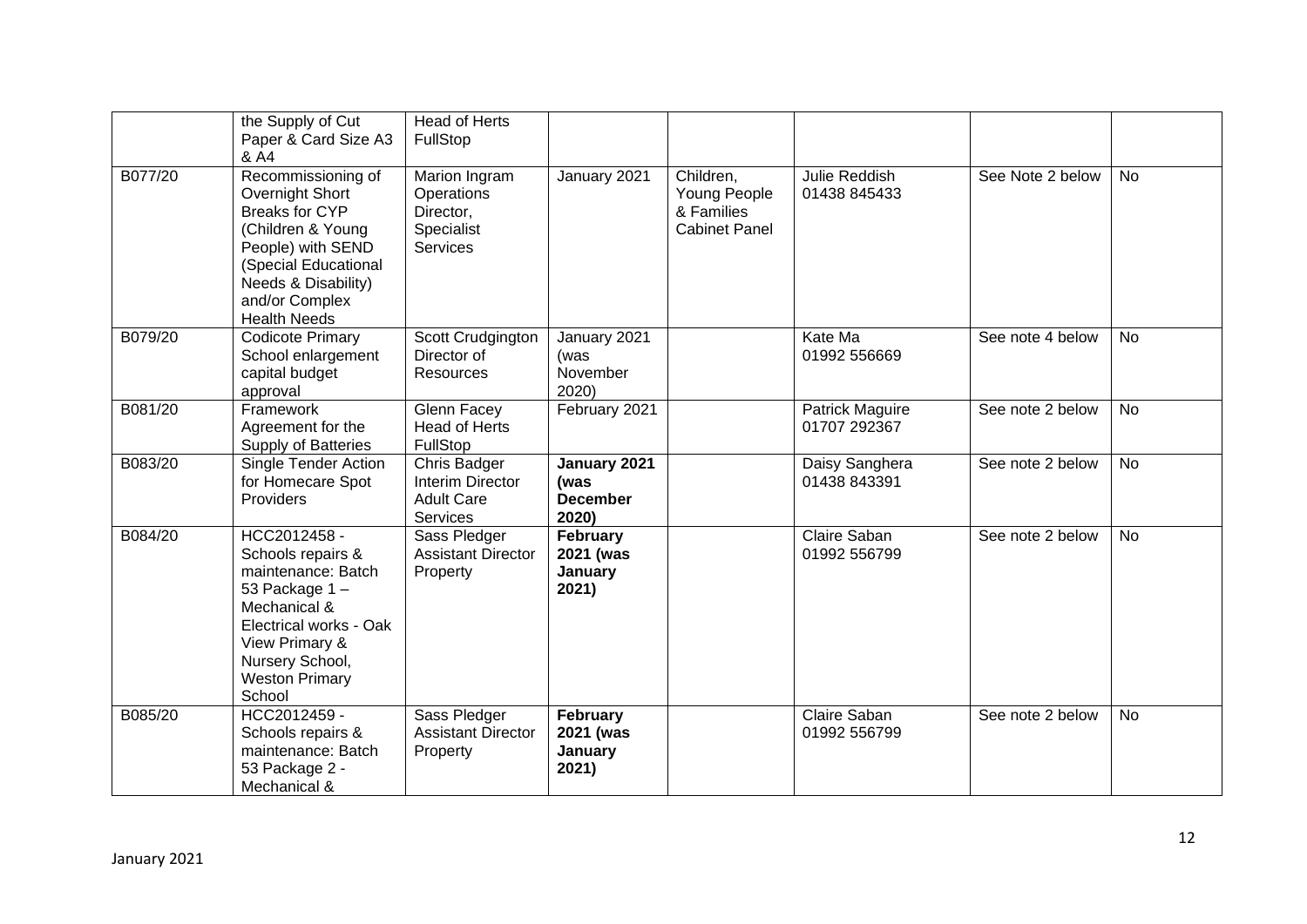|  | the Supply of Cut Paper & Card Size A3 & A4 | Head of Herts FullStop |  |  |  |  |  |
|---|---|---|---|---|---|---|---|
| B077/20 | Recommissioning of Overnight Short Breaks for CYP (Children & Young People) with SEND (Special Educational Needs & Disability) and/or Complex Health Needs | Marion Ingram Operations Director, Specialist Services | January 2021 | Children, Young People & Families Cabinet Panel | Julie Reddish 01438 845433 | See Note 2 below | No |
| B079/20 | Codicote Primary School enlargement capital budget approval | Scott Crudgington Director of Resources | January 2021 (was November 2020) |  | Kate Ma 01992 556669 | See note 4 below | No |
| B081/20 | Framework Agreement for the Supply of Batteries | Glenn Facey Head of Herts FullStop | February 2021 |  | Patrick Maguire 01707 292367 | See note 2 below | No |
| B083/20 | Single Tender Action for Homecare Spot Providers | Chris Badger Interim Director Adult Care Services | **January 2021 (was December 2020)** |  | Daisy Sanghera 01438 843391 | See note 2 below | No |
| B084/20 | HCC2012458 - Schools repairs & maintenance: Batch 53 Package 1 – Mechanical & Electrical works - Oak View Primary & Nursery School, Weston Primary School | Sass Pledger Assistant Director Property | **February 2021 (was January 2021)** |  | Claire Saban 01992 556799 | See note 2 below | No |
| B085/20 | HCC2012459 - Schools repairs & maintenance: Batch 53 Package 2 - Mechanical & | Sass Pledger Assistant Director Property | **February 2021 (was January 2021)** |  | Claire Saban 01992 556799 | See note 2 below | No |

January 2021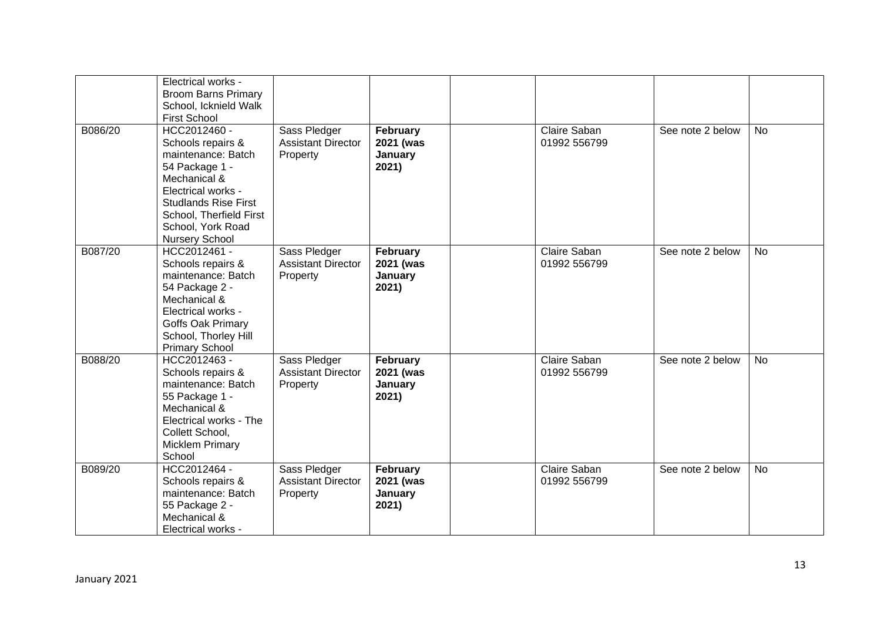| | | | | | | | |
|---|---|---|---|---|---|---|---|
| | Electrical works - Broom Barns Primary School, Icknield Walk First School | | | | | | |
| B086/20 | HCC2012460 - Schools repairs & maintenance: Batch 54 Package 1 - Mechanical & Electrical works - Studlands Rise First School, Therfield First School, York Road Nursery School | Sass Pledger Assistant Director Property | **February 2021 (was January 2021)** | | Claire Saban 01992 556799 | See note 2 below | No |
| B087/20 | HCC2012461 - Schools repairs & maintenance: Batch 54 Package 2 - Mechanical & Electrical works - Goffs Oak Primary School, Thorley Hill Primary School | Sass Pledger Assistant Director Property | **February 2021 (was January 2021)** | | Claire Saban 01992 556799 | See note 2 below | No |
| B088/20 | HCC2012463 - Schools repairs & maintenance: Batch 55 Package 1 - Mechanical & Electrical works - The Collett School, Micklem Primary School | Sass Pledger Assistant Director Property | **February 2021 (was January 2021)** | | Claire Saban 01992 556799 | See note 2 below | No |
| B089/20 | HCC2012464 - Schools repairs & maintenance: Batch 55 Package 2 - Mechanical & Electrical works - | Sass Pledger Assistant Director Property | **February 2021 (was January 2021)** | | Claire Saban 01992 556799 | See note 2 below | No |

January 2021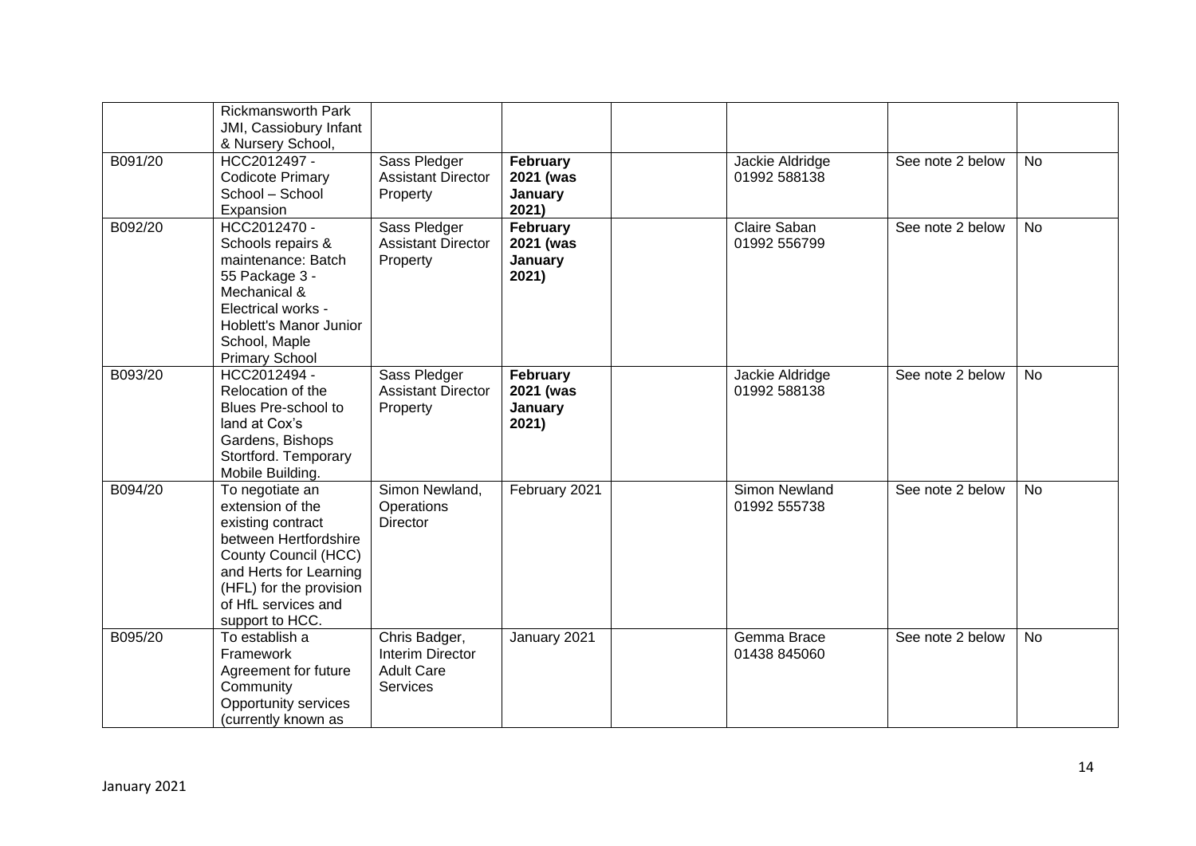|  |  |  |  |  |  |  |  |
|---|---|---|---|---|---|---|---|
|  | Rickmansworth Park JMI, Cassiobury Infant & Nursery School, |  |  |  |  |  |  |
| B091/20 | HCC2012497 - Codicote Primary School – School Expansion | Sass Pledger Assistant Director Property | **February 2021 (was January 2021)** |  | Jackie Aldridge 01992 588138 | See note 2 below | No |
| B092/20 | HCC2012470 - Schools repairs & maintenance: Batch 55 Package 3 - Mechanical & Electrical works - Hoblett's Manor Junior School, Maple Primary School | Sass Pledger Assistant Director Property | **February 2021 (was January 2021)** |  | Claire Saban 01992 556799 | See note 2 below | No |
| B093/20 | HCC2012494 - Relocation of the Blues Pre-school to land at Cox's Gardens, Bishops Stortford. Temporary Mobile Building. | Sass Pledger Assistant Director Property | **February 2021 (was January 2021)** |  | Jackie Aldridge 01992 588138 | See note 2 below | No |
| B094/20 | To negotiate an extension of the existing contract between Hertfordshire County Council (HCC) and Herts for Learning (HFL) for the provision of HfL services and support to HCC. | Simon Newland, Operations Director | February 2021 |  | Simon Newland 01992 555738 | See note 2 below | No |
| B095/20 | To establish a Framework Agreement for future Community Opportunity services (currently known as | Chris Badger, Interim Director Adult Care Services | January 2021 |  | Gemma Brace 01438 845060 | See note 2 below | No |

January 2021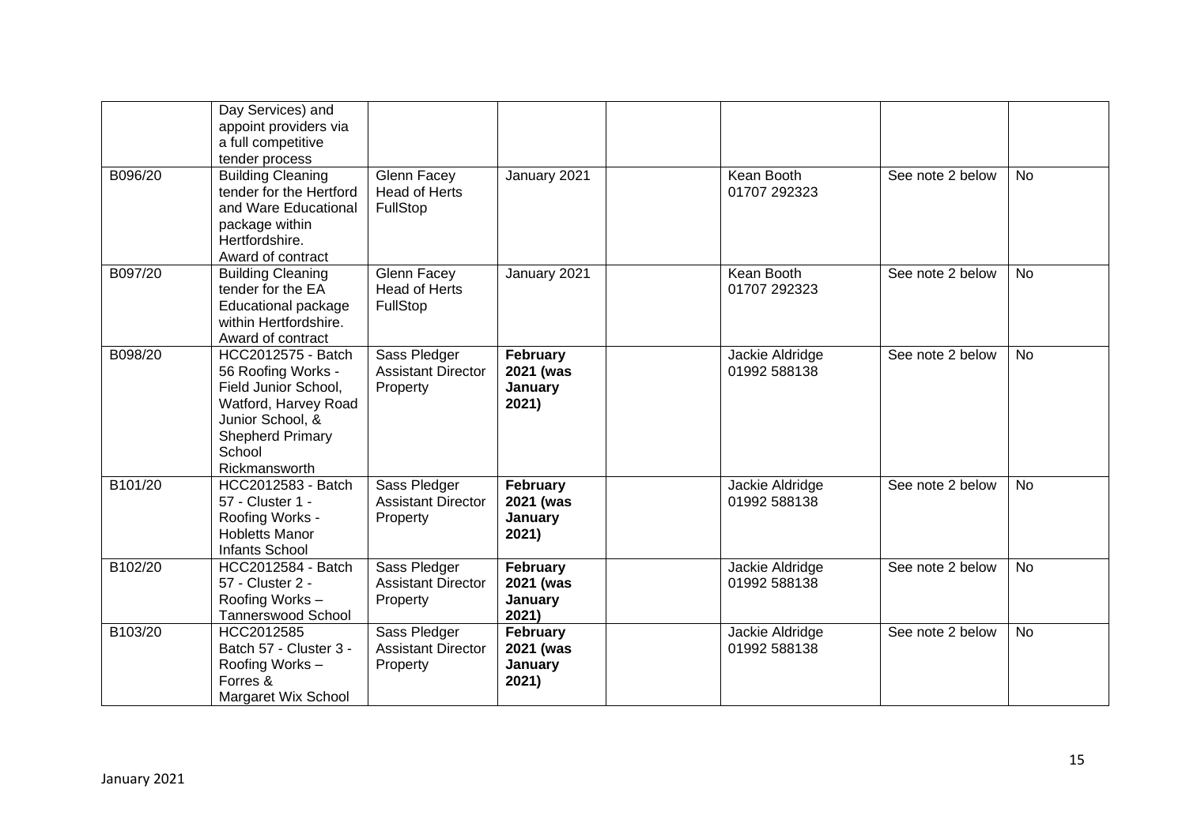| | | | | | | | |
|---|---|---|---|---|---|---|---|
| | Day Services) and appoint providers via a full competitive tender process | | | | | | |
| B096/20 | Building Cleaning tender for the Hertford and Ware Educational package within Hertfordshire. Award of contract | Glenn Facey Head of Herts FullStop | January 2021 | | Kean Booth 01707 292323 | See note 2 below | No |
| B097/20 | Building Cleaning tender for the EA Educational package within Hertfordshire. Award of contract | Glenn Facey Head of Herts FullStop | January 2021 | | Kean Booth 01707 292323 | See note 2 below | No |
| B098/20 | HCC2012575 - Batch 56 Roofing Works - Field Junior School, Watford, Harvey Road Junior School, & Shepherd Primary School Rickmansworth | Sass Pledger Assistant Director Property | **February 2021 (was January 2021)** | | Jackie Aldridge 01992 588138 | See note 2 below | No |
| B101/20 | HCC2012583 - Batch 57 - Cluster 1 - Roofing Works - Hobletts Manor Infants School | Sass Pledger Assistant Director Property | **February 2021 (was January 2021)** | | Jackie Aldridge 01992 588138 | See note 2 below | No |
| B102/20 | HCC2012584 - Batch 57 - Cluster 2 - Roofing Works – Tannerswood School | Sass Pledger Assistant Director Property | **February 2021 (was January 2021)** | | Jackie Aldridge 01992 588138 | See note 2 below | No |
| B103/20 | HCC2012585 Batch 57 - Cluster 3 - Roofing Works – Forres & Margaret Wix School | Sass Pledger Assistant Director Property | **February 2021 (was January 2021)** | | Jackie Aldridge 01992 588138 | See note 2 below | No |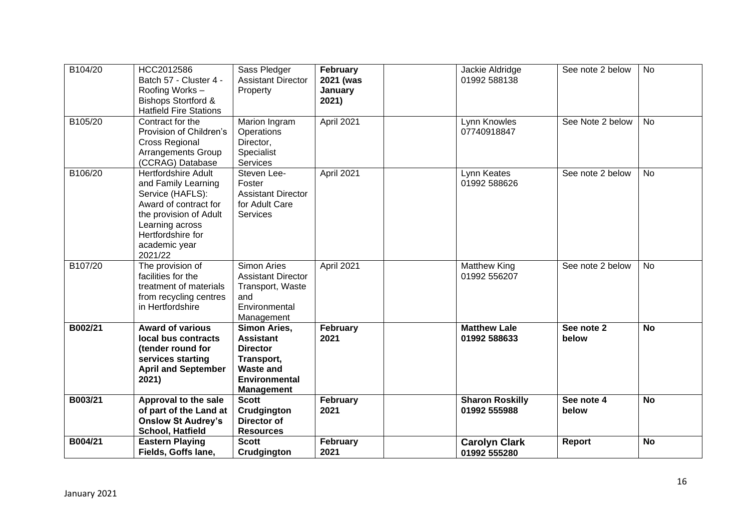| | | | | | | | |
|---|---|---|---|---|---|---|---|
| B104/20 | HCC2012586 Batch 57 - Cluster 4 - Roofing Works – Bishops Stortford & Hatfield Fire Stations | Sass Pledger Assistant Director Property | **February 2021 (was January 2021)** | | Jackie Aldridge 01992 588138 | See note 2 below | No |
| B105/20 | Contract for the Provision of Children's Cross Regional Arrangements Group (CCRAG) Database | Marion Ingram Operations Director, Specialist Services | April 2021 | | Lynn Knowles 07740918847 | See Note 2 below | No |
| B106/20 | Hertfordshire Adult and Family Learning Service (HAFLS): Award of contract for the provision of Adult Learning across Hertfordshire for academic year 2021/22 | Steven Lee-Foster Assistant Director for Adult Care Services | April 2021 | | Lynn Keates 01992 588626 | See note 2 below | No |
| B107/20 | The provision of facilities for the treatment of materials from recycling centres in Hertfordshire | Simon Aries Assistant Director Transport, Waste and Environmental Management | April 2021 | | Matthew King 01992 556207 | See note 2 below | No |
| **B002/21** | **Award of various local bus contracts (tender round for services starting April and September 2021)** | **Simon Aries, Assistant Director Transport, Waste and Environmental Management** | **February 2021** | | **Matthew Lale 01992 588633** | **See note 2 below** | **No** |
| **B003/21** | **Approval to the sale of part of the Land at Onslow St Audrey's School, Hatfield** | **Scott Crudgington Director of Resources** | **February 2021** | | **Sharon Roskilly 01992 555988** | **See note 4 below** | **No** |
| **B004/21** | **Eastern Playing Fields, Goffs lane,** | **Scott Crudgington** | **February 2021** | | **Carolyn Clark 01992 555280** | **Report** | **No** |

January 2021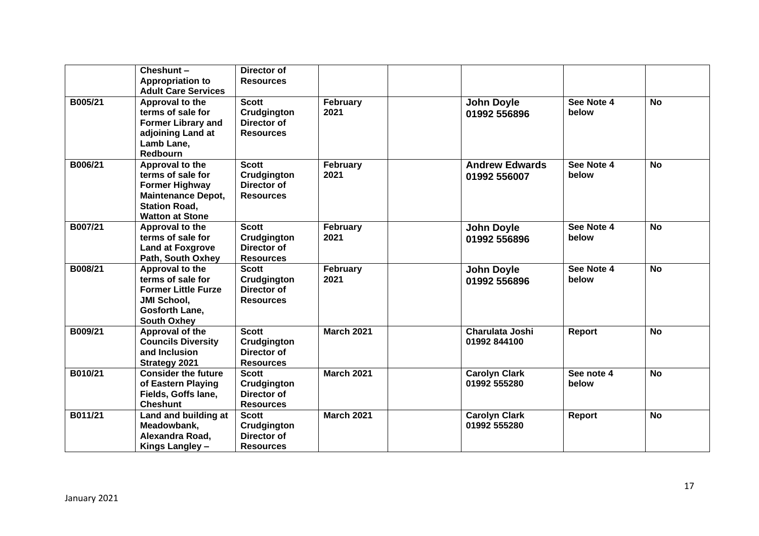| | | | | | | | |
|---|---|---|---|---|---|---|---|
| | **Cheshunt – Appropriation to Adult Care Services** | **Director of Resources** | | | | | |
| **B005/21** | **Approval to the terms of sale for Former Library and adjoining Land at Lamb Lane, Redbourn** | **Scott Crudgington Director of Resources** | **February 2021** | | **John Doyle 01992 556896** | **See Note 4 below** | **No** |
| **B006/21** | **Approval to the terms of sale for Former Highway Maintenance Depot, Station Road, Watton at Stone** | **Scott Crudgington Director of Resources** | **February 2021** | | **Andrew Edwards 01992 556007** | **See Note 4 below** | **No** |
| **B007/21** | **Approval to the terms of sale for Land at Foxgrove Path, South Oxhey** | **Scott Crudgington Director of Resources** | **February 2021** | | **John Doyle 01992 556896** | **See Note 4 below** | **No** |
| **B008/21** | **Approval to the terms of sale for Former Little Furze JMI School, Gosforth Lane, South Oxhey** | **Scott Crudgington Director of Resources** | **February 2021** | | **John Doyle 01992 556896** | **See Note 4 below** | **No** |
| **B009/21** | **Approval of the Councils Diversity and Inclusion Strategy 2021** | **Scott Crudgington Director of Resources** | **March 2021** | | **Charulata Joshi 01992 844100** | **Report** | **No** |
| **B010/21** | **Consider the future of Eastern Playing Fields, Goffs lane, Cheshunt** | **Scott Crudgington Director of Resources** | **March 2021** | | **Carolyn Clark 01992 555280** | **See note 4 below** | **No** |
| **B011/21** | **Land and building at Meadowbank, Alexandra Road, Kings Langley –** | **Scott Crudgington Director of Resources** | **March 2021** | | **Carolyn Clark 01992 555280** | **Report** | **No** |

January 2021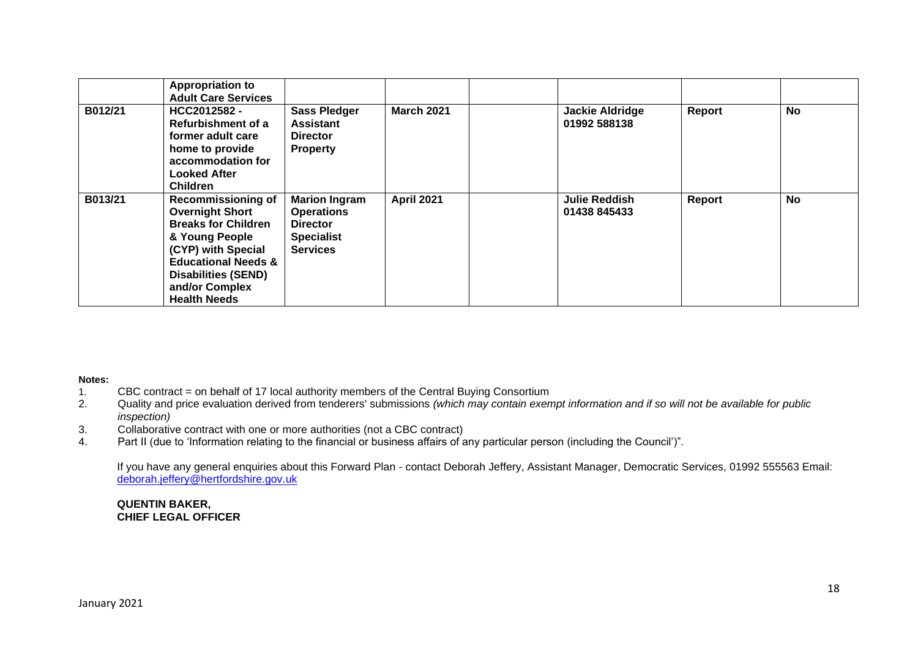| | **Appropriation to Adult Care Services** | | | | | | |
|---|---|---|---|---|---|---|---|
| **B012/21** | **HCC2012582 - Refurbishment of a former adult care home to provide accommodation for Looked After Children** | **Sass Pledger Assistant Director Property** | **March 2021** | | **Jackie Aldridge 01992 588138** | **Report** | **No** |
| **B013/21** | **Recommissioning of Overnight Short Breaks for Children & Young People (CYP) with Special Educational Needs & Disabilities (SEND) and/or Complex Health Needs** | **Marion Ingram Operations Director Specialist Services** | **April 2021** | | **Julie Reddish 01438 845433** | **Report** | **No** |

**Notes:**

1. CBC contract = on behalf of 17 local authority members of the Central Buying Consortium
2. Quality and price evaluation derived from tenderers' submissions *(which may contain exempt information and if so will not be available for public inspection)*
3. Collaborative contract with one or more authorities (not a CBC contract)
4. Part II (due to 'Information relating to the financial or business affairs of any particular person (including the Council')".

If you have any general enquiries about this Forward Plan - contact Deborah Jeffery, Assistant Manager, Democratic Services, 01992 555563 Email: deborah.jeffery@hertfordshire.gov.uk

**QUENTIN BAKER,**
**CHIEF LEGAL OFFICER**

January 2021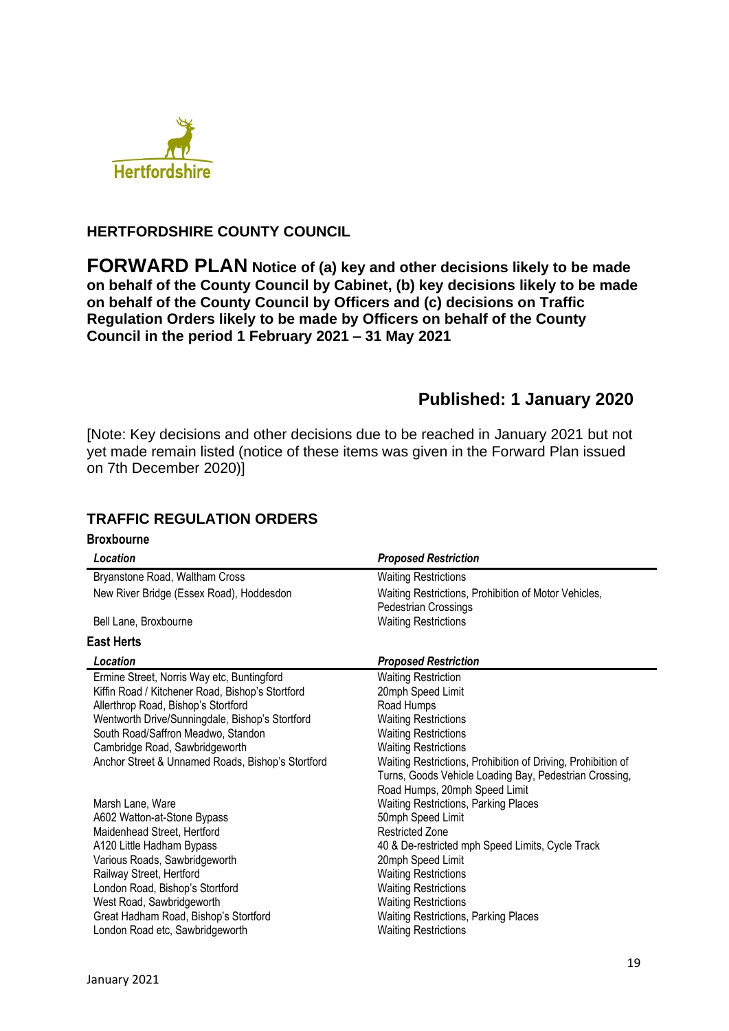## HERTFORDSHIRE COUNTY COUNCIL

**FORWARD PLAN Notice of (a) key and other decisions likely to be made on behalf of the County Council by Cabinet, (b) key decisions likely to be made on behalf of the County Council by Officers and (c) decisions on Traffic Regulation Orders likely to be made by Officers on behalf of the County Council in the period 1 February 2021 – 31 May 2021**

## Published: 1 January 2020

[Note: Key decisions and other decisions due to be reached in January 2021 but not yet made remain listed (notice of these items was given in the Forward Plan issued on 7th December 2020)]

### TRAFFIC REGULATION ORDERS

**Broxbourne**

| *Location* | *Proposed Restriction* |
|---|---|
| Bryanstone Road, Waltham Cross | Waiting Restrictions |
| New River Bridge (Essex Road), Hoddesdon | Waiting Restrictions, Prohibition of Motor Vehicles, Pedestrian Crossings |
| Bell Lane, Broxbourne | Waiting Restrictions |

**East Herts**

| *Location* | *Proposed Restriction* |
|---|---|
| Ermine Street, Norris Way etc, Buntingford | Waiting Restriction |
| Kiffin Road / Kitchener Road, Bishop's Stortford | 20mph Speed Limit |
| Allerthrop Road, Bishop's Stortford | Road Humps |
| Wentworth Drive/Sunningdale, Bishop's Stortford | Waiting Restrictions |
| South Road/Saffron Meadwo, Standon | Waiting Restrictions |
| Cambridge Road, Sawbridgeworth | Waiting Restrictions |
| Anchor Street & Unnamed Roads, Bishop's Stortford | Waiting Restrictions, Prohibition of Driving, Prohibition of Turns, Goods Vehicle Loading Bay, Pedestrian Crossing, Road Humps, 20mph Speed Limit |
| Marsh Lane, Ware | Waiting Restrictions, Parking Places |
| A602 Watton-at-Stone Bypass | 50mph Speed Limit |
| Maidenhead Street, Hertford | Restricted Zone |
| A120 Little Hadham Bypass | 40 & De-restricted mph Speed Limits, Cycle Track |
| Various Roads, Sawbridgeworth | 20mph Speed Limit |
| Railway Street, Hertford | Waiting Restrictions |
| London Road, Bishop's Stortford | Waiting Restrictions |
| West Road, Sawbridgeworth | Waiting Restrictions |
| Great Hadham Road, Bishop's Stortford | Waiting Restrictions, Parking Places |
| London Road etc, Sawbridgeworth | Waiting Restrictions |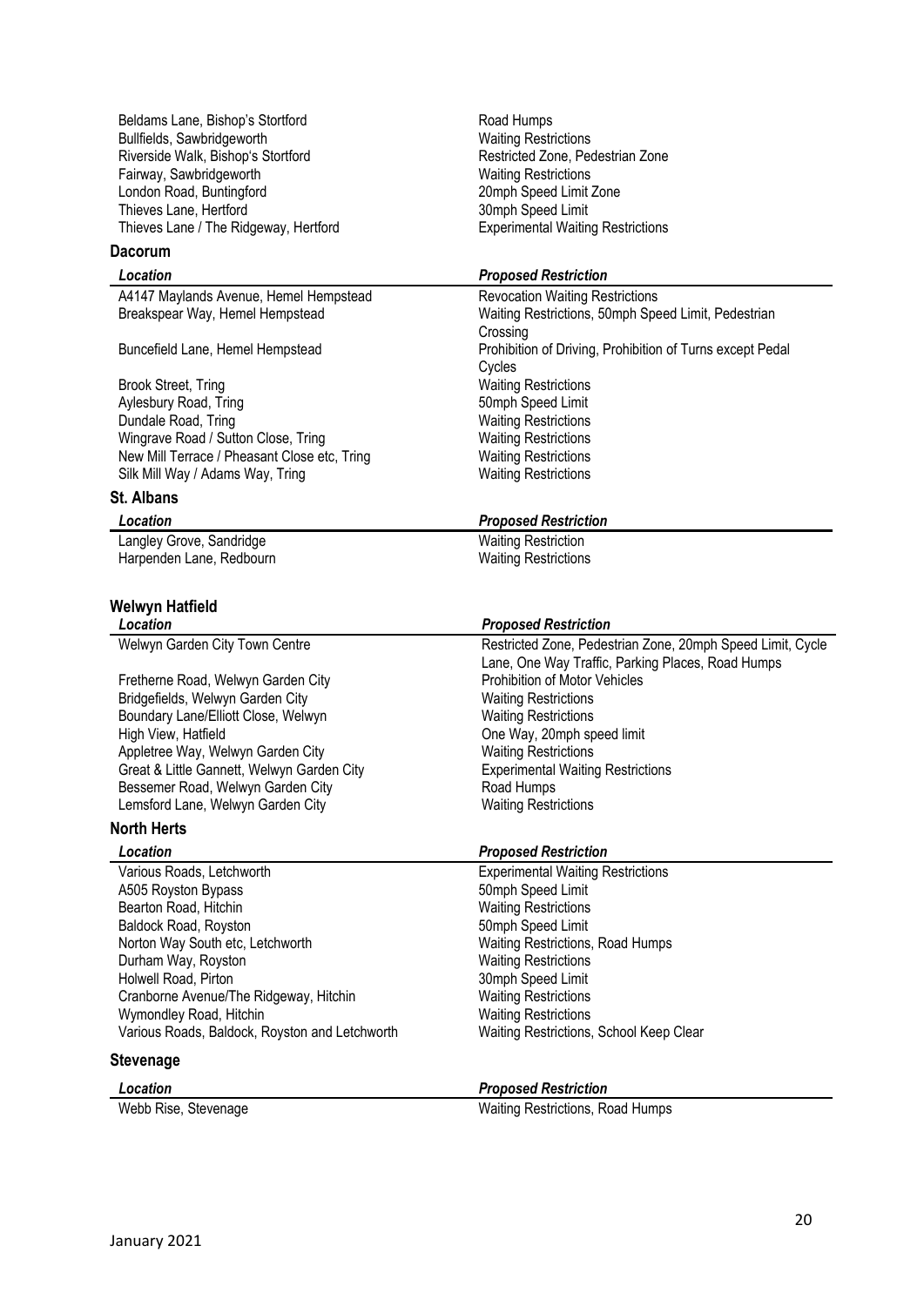| Location | Proposed Restriction |
|---|---|
| Beldams Lane, Bishop's Stortford | Road Humps |
| Bullfields, Sawbridgeworth | Waiting Restrictions |
| Riverside Walk, Bishop's Stortford | Restricted Zone, Pedestrian Zone |
| Fairway, Sawbridgeworth | Waiting Restrictions |
| London Road, Buntingford | 20mph Speed Limit Zone |
| Thieves Lane, Hertford | 30mph Speed Limit |
| Thieves Lane / The Ridgeway, Hertford | Experimental Waiting Restrictions |

## Dacorum

| *Location* | *Proposed Restriction* |
|---|---|
| A4147 Maylands Avenue, Hemel Hempstead | Revocation Waiting Restrictions |
| Breakspear Way, Hemel Hempstead | Waiting Restrictions, 50mph Speed Limit, Pedestrian Crossing |
| Buncefield Lane, Hemel Hempstead | Prohibition of Driving, Prohibition of Turns except Pedal Cycles |
| Brook Street, Tring | Waiting Restrictions |
| Aylesbury Road, Tring | 50mph Speed Limit |
| Dundale Road, Tring | Waiting Restrictions |
| Wingrave Road / Sutton Close, Tring | Waiting Restrictions |
| New Mill Terrace / Pheasant Close etc, Tring | Waiting Restrictions |
| Silk Mill Way / Adams Way, Tring | Waiting Restrictions |

## St. Albans

| *Location* | *Proposed Restriction* |
|---|---|
| Langley Grove, Sandridge | Waiting Restriction |
| Harpenden Lane, Redbourn | Waiting Restrictions |

## Welwyn Hatfield

| *Location* | *Proposed Restriction* |
|---|---|
| Welwyn Garden City Town Centre | Restricted Zone, Pedestrian Zone, 20mph Speed Limit, Cycle Lane, One Way Traffic, Parking Places, Road Humps |
| Fretherne Road, Welwyn Garden City | Prohibition of Motor Vehicles |
| Bridgefields, Welwyn Garden City | Waiting Restrictions |
| Boundary Lane/Elliott Close, Welwyn | Waiting Restrictions |
| High View, Hatfield | One Way, 20mph speed limit |
| Appletree Way, Welwyn Garden City | Waiting Restrictions |
| Great & Little Gannett, Welwyn Garden City | Experimental Waiting Restrictions |
| Bessemer Road, Welwyn Garden City | Road Humps |
| Lemsford Lane, Welwyn Garden City | Waiting Restrictions |

## North Herts

| *Location* | *Proposed Restriction* |
|---|---|
| Various Roads, Letchworth | Experimental Waiting Restrictions |
| A505 Royston Bypass | 50mph Speed Limit |
| Bearton Road, Hitchin | Waiting Restrictions |
| Baldock Road, Royston | 50mph Speed Limit |
| Norton Way South etc, Letchworth | Waiting Restrictions, Road Humps |
| Durham Way, Royston | Waiting Restrictions |
| Holwell Road, Pirton | 30mph Speed Limit |
| Cranborne Avenue/The Ridgeway, Hitchin | Waiting Restrictions |
| Wymondley Road, Hitchin | Waiting Restrictions |
| Various Roads, Baldock, Royston and Letchworth | Waiting Restrictions, School Keep Clear |

## Stevenage

| *Location* | *Proposed Restriction* |
|---|---|
| Webb Rise, Stevenage | Waiting Restrictions, Road Humps |

January 2021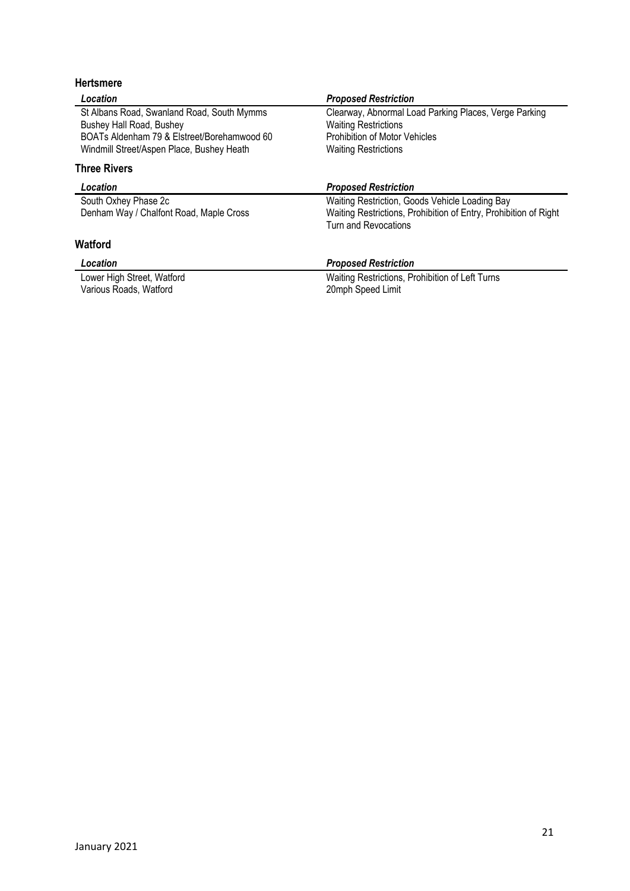**Hertsmere**

| *Location* | *Proposed Restriction* |
|---|---|
| St Albans Road, Swanland Road, South Mymms | Clearway, Abnormal Load Parking Places, Verge Parking |
| Bushey Hall Road, Bushey | Waiting Restrictions |
| BOATs Aldenham 79 & Elstreet/Borehamwood 60 | Prohibition of Motor Vehicles |
| Windmill Street/Aspen Place, Bushey Heath | Waiting Restrictions |

**Three Rivers**

| *Location* | *Proposed Restriction* |
|---|---|
| South Oxhey Phase 2c | Waiting Restriction, Goods Vehicle Loading Bay |
| Denham Way / Chalfont Road, Maple Cross | Waiting Restrictions, Prohibition of Entry, Prohibition of Right Turn and Revocations |

**Watford**

| *Location* | *Proposed Restriction* |
|---|---|
| Lower High Street, Watford | Waiting Restrictions, Prohibition of Left Turns |
| Various Roads, Watford | 20mph Speed Limit |

January 2021